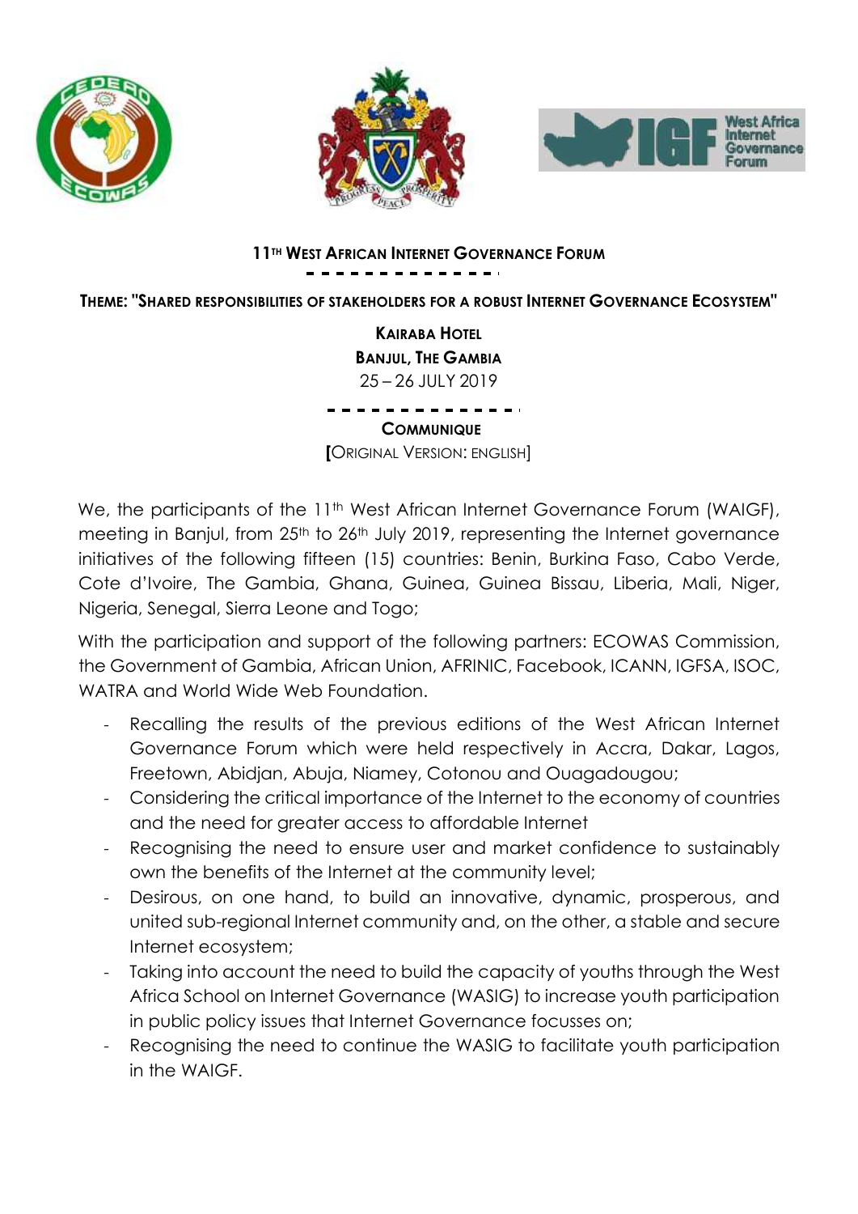**11TH WEST AFRICAN INTERNET GOVERNANCE FORUM**

**THEME: "SHARED RESPONSIBILITIES OF STAKEHOLDERS FOR A ROBUST INTERNET GOVERNANCE ECOSYSTEM"**

**KAIRABA HOTEL**
**BANJUL, THE GAMBIA**
25 – 26 JULY 2019

**COMMUNIQUE**
**[**ORIGINAL VERSION: ENGLISH]

We, the participants of the 11th West African Internet Governance Forum (WAIGF), meeting in Banjul, from 25th to 26th July 2019, representing the Internet governance initiatives of the following fifteen (15) countries: Benin, Burkina Faso, Cabo Verde, Cote d'Ivoire, The Gambia, Ghana, Guinea, Guinea Bissau, Liberia, Mali, Niger, Nigeria, Senegal, Sierra Leone and Togo;

With the participation and support of the following partners: ECOWAS Commission, the Government of Gambia, African Union, AFRINIC, Facebook, ICANN, IGFSA, ISOC, WATRA and World Wide Web Foundation.

- Recalling the results of the previous editions of the West African Internet Governance Forum which were held respectively in Accra, Dakar, Lagos, Freetown, Abidjan, Abuja, Niamey, Cotonou and Ouagadougou;
- Considering the critical importance of the Internet to the economy of countries and the need for greater access to affordable Internet
- Recognising the need to ensure user and market confidence to sustainably own the benefits of the Internet at the community level;
- Desirous, on one hand, to build an innovative, dynamic, prosperous, and united sub-regional Internet community and, on the other, a stable and secure Internet ecosystem;
- Taking into account the need to build the capacity of youths through the West Africa School on Internet Governance (WASIG) to increase youth participation in public policy issues that Internet Governance focusses on;
- Recognising the need to continue the WASIG to facilitate youth participation in the WAIGF.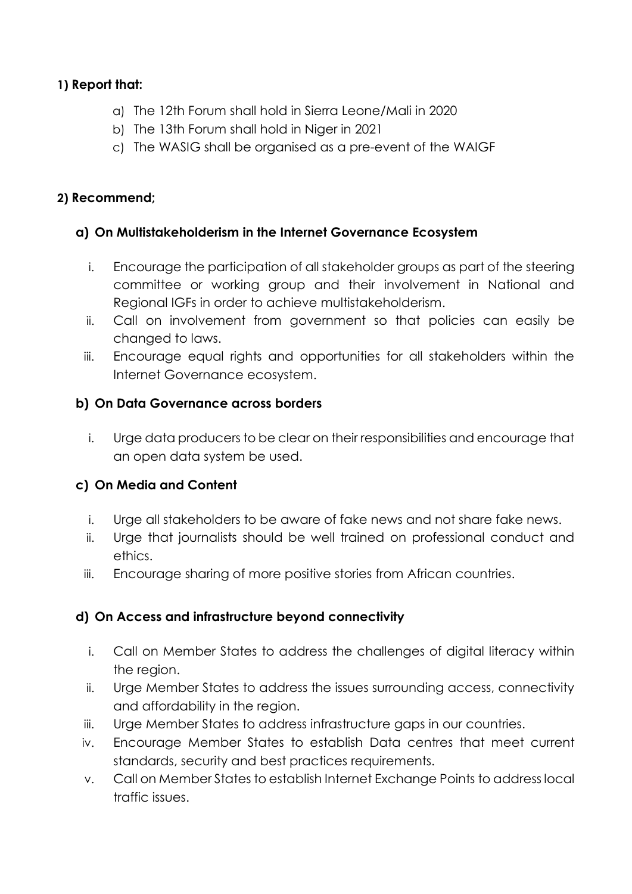**1) Report that:**

a) The 12th Forum shall hold in Sierra Leone/Mali in 2020
b) The 13th Forum shall hold in Niger in 2021
c) The WASIG shall be organised as a pre-event of the WAIGF

**2) Recommend;**

**a) On Multistakeholderism in the Internet Governance Ecosystem**

i. Encourage the participation of all stakeholder groups as part of the steering committee or working group and their involvement in National and Regional IGFs in order to achieve multistakeholderism.
ii. Call on involvement from government so that policies can easily be changed to laws.
iii. Encourage equal rights and opportunities for all stakeholders within the Internet Governance ecosystem.

**b) On Data Governance across borders**

i. Urge data producers to be clear on their responsibilities and encourage that an open data system be used.

**c) On Media and Content**

i. Urge all stakeholders to be aware of fake news and not share fake news.
ii. Urge that journalists should be well trained on professional conduct and ethics.
iii. Encourage sharing of more positive stories from African countries.

**d) On Access and infrastructure beyond connectivity**

i. Call on Member States to address the challenges of digital literacy within the region.
ii. Urge Member States to address the issues surrounding access, connectivity and affordability in the region.
iii. Urge Member States to address infrastructure gaps in our countries.
iv. Encourage Member States to establish Data centres that meet current standards, security and best practices requirements.
v. Call on Member States to establish Internet Exchange Points to address local traffic issues.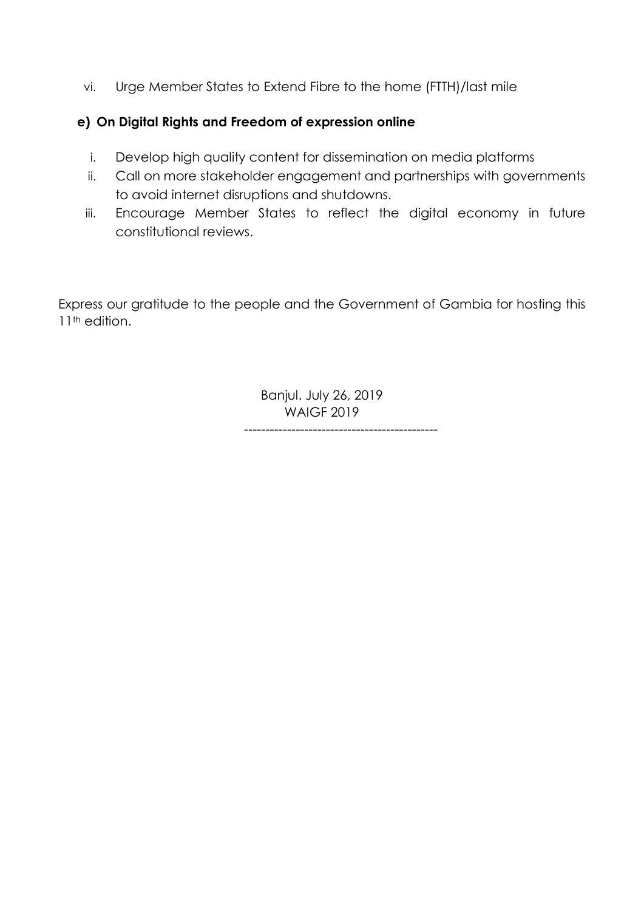vi. Urge Member States to Extend Fibre to the home (FTTH)/last mile

**e) On Digital Rights and Freedom of expression online**

i. Develop high quality content for dissemination on media platforms
ii. Call on more stakeholder engagement and partnerships with governments to avoid internet disruptions and shutdowns.
iii. Encourage Member States to reflect the digital economy in future constitutional reviews.

Express our gratitude to the people and the Government of Gambia for hosting this 11th edition.

Banjul. July 26, 2019
WAIGF 2019

---------------------------------------------